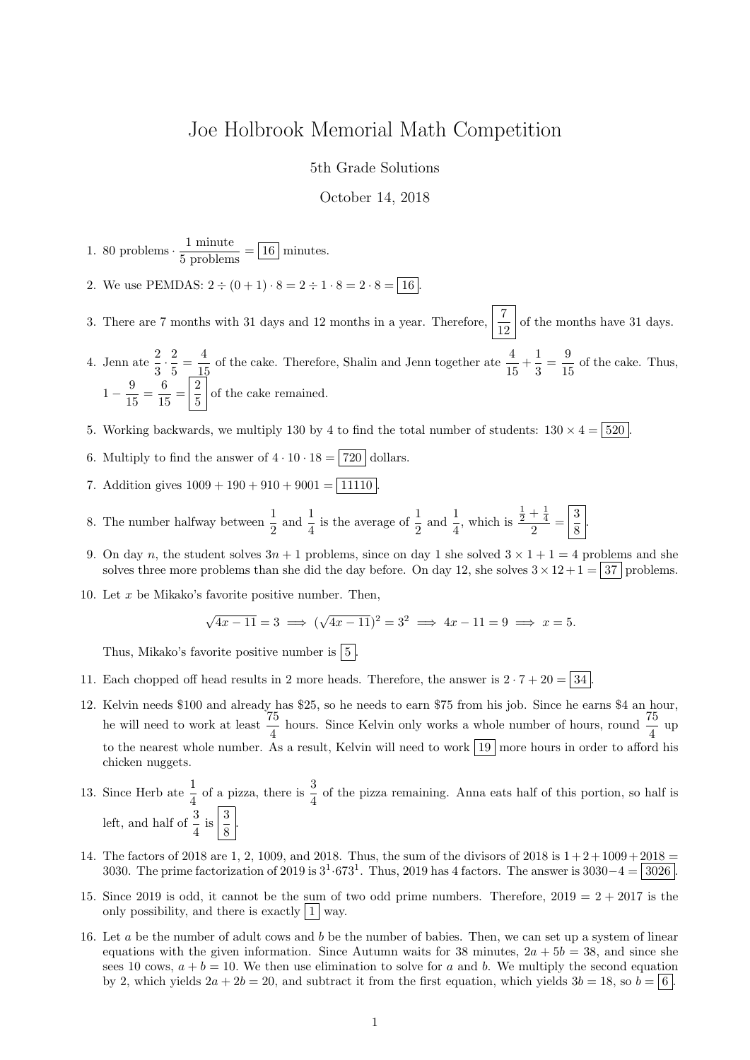# Joe Holbrook Memorial Math Competition

5th Grade Solutions

October 14, 2018

1. 80 problems $\cdot \dfrac{1 \text{ minute}}{5 \text{ problems}} = \boxed{16}$ minutes.

2. We use PEMDAS: $2 \div (0 + 1) \cdot 8 = 2 \div 1 \cdot 8 = 2 \cdot 8 = \boxed{16}$.

3. There are 7 months with 31 days and 12 months in a year. Therefore, $\boxed{\dfrac{7}{12}}$ of the months have 31 days.

4. Jenn ate $\dfrac{2}{3} \cdot \dfrac{2}{5} = \dfrac{4}{15}$ of the cake. Therefore, Shalin and Jenn together ate $\dfrac{4}{15} + \dfrac{1}{3} = \dfrac{9}{15}$ of the cake. Thus, $1 - \dfrac{9}{15} = \dfrac{6}{15} = \boxed{\dfrac{2}{5}}$ of the cake remained.

5. Working backwards, we multiply 130 by 4 to find the total number of students: $130 \times 4 = \boxed{520}$.

6. Multiply to find the answer of $4 \cdot 10 \cdot 18 = \boxed{720}$ dollars.

7. Addition gives $1009 + 190 + 910 + 9001 = \boxed{11110}$.

8. The number halfway between $\dfrac{1}{2}$ and $\dfrac{1}{4}$ is the average of $\dfrac{1}{2}$ and $\dfrac{1}{4}$, which is $\dfrac{\frac{1}{2} + \frac{1}{4}}{2} = \boxed{\dfrac{3}{8}}$.

9. On day $n$, the student solves $3n + 1$ problems, since on day 1 she solved $3 \times 1 + 1 = 4$ problems and she solves three more problems than she did the day before. On day 12, she solves $3 \times 12 + 1 = \boxed{37}$ problems.

10. Let $x$ be Mikako's favorite positive number. Then,

$$\sqrt{4x - 11} = 3 \implies (\sqrt{4x - 11})^2 = 3^2 \implies 4x - 11 = 9 \implies x = 5.$$

Thus, Mikako's favorite positive number is $\boxed{5}$.

11. Each chopped off head results in 2 more heads. Therefore, the answer is $2 \cdot 7 + 20 = \boxed{34}$.

12. Kelvin needs \$100 and already has \$25, so he needs to earn \$75 from his job. Since he earns \$4 an hour, he will need to work at least $\dfrac{75}{4}$ hours. Since Kelvin only works a whole number of hours, round $\dfrac{75}{4}$ up to the nearest whole number. As a result, Kelvin will need to work $\boxed{19}$ more hours in order to afford his chicken nuggets.

13. Since Herb ate $\dfrac{1}{4}$ of a pizza, there is $\dfrac{3}{4}$ of the pizza remaining. Anna eats half of this portion, so half is left, and half of $\dfrac{3}{4}$ is $\boxed{\dfrac{3}{8}}$.

14. The factors of 2018 are 1, 2, 1009, and 2018. Thus, the sum of the divisors of 2018 is $1 + 2 + 1009 + 2018 = 3030$. The prime factorization of 2019 is $3^1 \cdot 673^1$. Thus, 2019 has 4 factors. The answer is $3030 - 4 = \boxed{3026}$.

15. Since 2019 is odd, it cannot be the sum of two odd prime numbers. Therefore, $2019 = 2 + 2017$ is the only possibility, and there is exactly $\boxed{1}$ way.

16. Let $a$ be the number of adult cows and $b$ be the number of babies. Then, we can set up a system of linear equations with the given information. Since Autumn waits for 38 minutes, $2a + 5b = 38$, and since she sees 10 cows, $a + b = 10$. We then use elimination to solve for $a$ and $b$. We multiply the second equation by 2, which yields $2a + 2b = 20$, and subtract it from the first equation, which yields $3b = 18$, so $b = \boxed{6}$.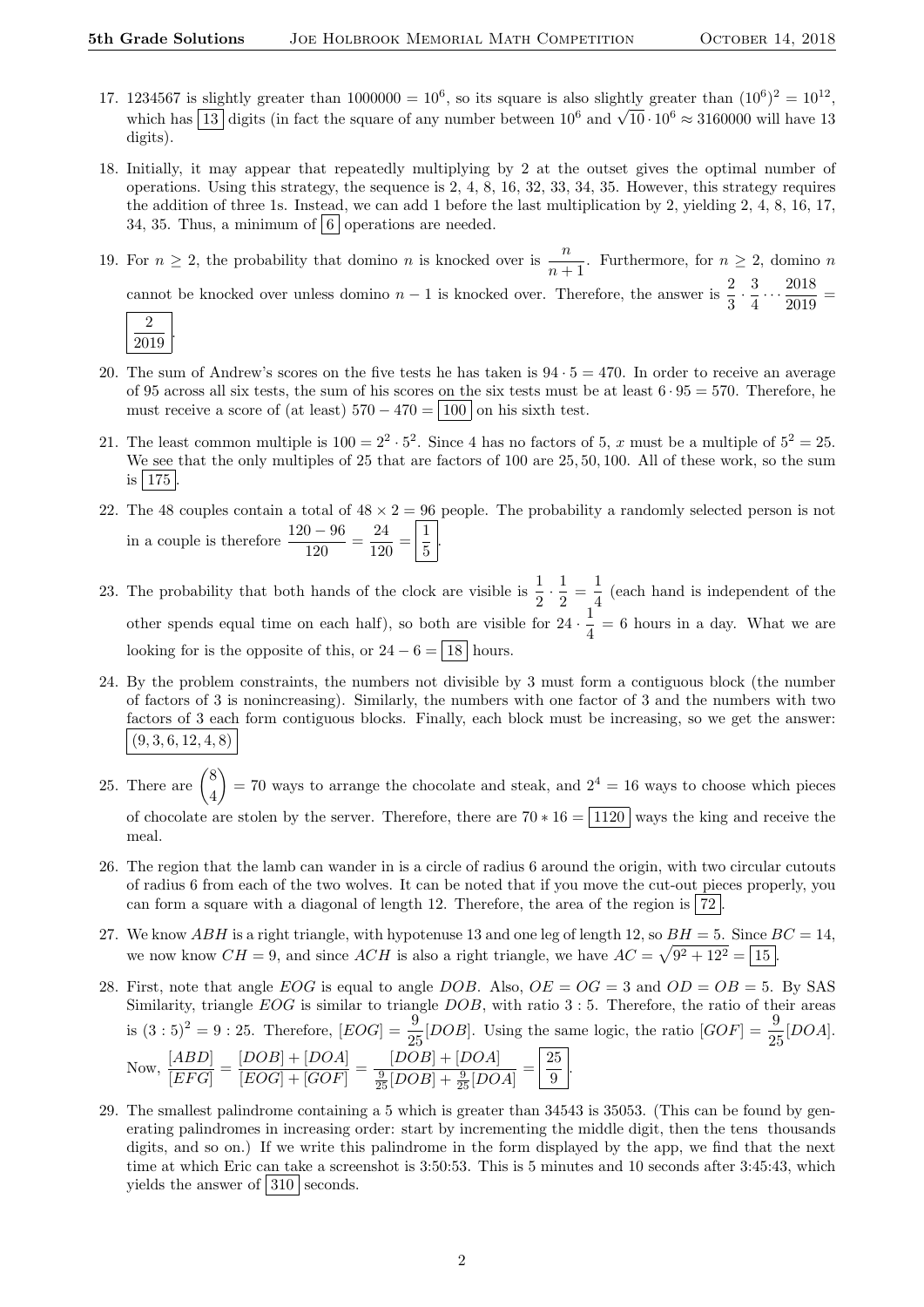17. 1234567 is slightly greater than $1000000 = 10^6$, so its square is also slightly greater than $(10^6)^2 = 10^{12}$, which has $\boxed{13}$ digits (in fact the square of any number between $10^6$ and $\sqrt{10} \cdot 10^6 \approx 3160000$ will have 13 digits).

18. Initially, it may appear that repeatedly multiplying by 2 at the outset gives the optimal number of operations. Using this strategy, the sequence is 2, 4, 8, 16, 32, 33, 34, 35. However, this strategy requires the addition of three 1s. Instead, we can add 1 before the last multiplication by 2, yielding 2, 4, 8, 16, 17, 34, 35. Thus, a minimum of $\boxed{6}$ operations are needed.

19. For $n \geq 2$, the probability that domino $n$ is knocked over is $\frac{n}{n+1}$. Furthermore, for $n \geq 2$, domino $n$ cannot be knocked over unless domino $n-1$ is knocked over. Therefore, the answer is $\frac{2}{3} \cdot \frac{3}{4} \cdots \frac{2018}{2019} = \boxed{\frac{2}{2019}}$.

20. The sum of Andrew's scores on the five tests he has taken is $94 \cdot 5 = 470$. In order to receive an average of 95 across all six tests, the sum of his scores on the six tests must be at least $6 \cdot 95 = 570$. Therefore, he must receive a score of (at least) $570 - 470 = \boxed{100}$ on his sixth test.

21. The least common multiple is $100 = 2^2 \cdot 5^2$. Since 4 has no factors of 5, $x$ must be a multiple of $5^2 = 25$. We see that the only multiples of 25 that are factors of 100 are 25, 50, 100. All of these work, so the sum is $\boxed{175}$.

22. The 48 couples contain a total of $48 \times 2 = 96$ people. The probability a randomly selected person is not in a couple is therefore $\frac{120-96}{120} = \frac{24}{120} = \boxed{\frac{1}{5}}$.

23. The probability that both hands of the clock are visible is $\frac{1}{2} \cdot \frac{1}{2} = \frac{1}{4}$ (each hand is independent of the other spends equal time on each half), so both are visible for $24 \cdot \frac{1}{4} = 6$ hours in a day. What we are looking for is the opposite of this, or $24 - 6 = \boxed{18}$ hours.

24. By the problem constraints, the numbers not divisible by 3 must form a contiguous block (the number of factors of 3 is nonincreasing). Similarly, the numbers with one factor of 3 and the numbers with two factors of 3 each form contiguous blocks. Finally, each block must be increasing, so we get the answer: $\boxed{(9, 3, 6, 12, 4, 8)}$

25. There are $\binom{8}{4} = 70$ ways to arrange the chocolate and steak, and $2^4 = 16$ ways to choose which pieces of chocolate are stolen by the server. Therefore, there are $70 * 16 = \boxed{1120}$ ways the king and receive the meal.

26. The region that the lamb can wander in is a circle of radius 6 around the origin, with two circular cutouts of radius 6 from each of the two wolves. It can be noted that if you move the cut-out pieces properly, you can form a square with a diagonal of length 12. Therefore, the area of the region is $\boxed{72}$.

27. We know $ABH$ is a right triangle, with hypotenuse 13 and one leg of length 12, so $BH = 5$. Since $BC = 14$, we now know $CH = 9$, and since $ACH$ is also a right triangle, we have $AC = \sqrt{9^2 + 12^2} = \boxed{15}$.

28. First, note that angle $EOG$ is equal to angle $DOB$. Also, $OE = OG = 3$ and $OD = OB = 5$. By SAS Similarity, triangle $EOG$ is similar to triangle $DOB$, with ratio $3:5$. Therefore, the ratio of their areas is $(3:5)^2 = 9:25$. Therefore, $[EOG] = \frac{9}{25}[DOB]$. Using the same logic, the ratio $[GOF] = \frac{9}{25}[DOA]$. Now, $\frac{[ABD]}{[EFG]} = \frac{[DOB]+[DOA]}{[EOG]+[GOF]} = \frac{[DOB]+[DOA]}{\frac{9}{25}[DOB]+\frac{9}{25}[DOA]} = \boxed{\frac{25}{9}}$.

29. The smallest palindrome containing a 5 which is greater than 34543 is 35053. (This can be found by generating palindromes in increasing order: start by incrementing the middle digit, then the tens thousands digits, and so on.) If we write this palindrome in the form displayed by the app, we find that the next time at which Eric can take a screenshot is 3:50:53. This is 5 minutes and 10 seconds after 3:45:43, which yields the answer of $\boxed{310}$ seconds.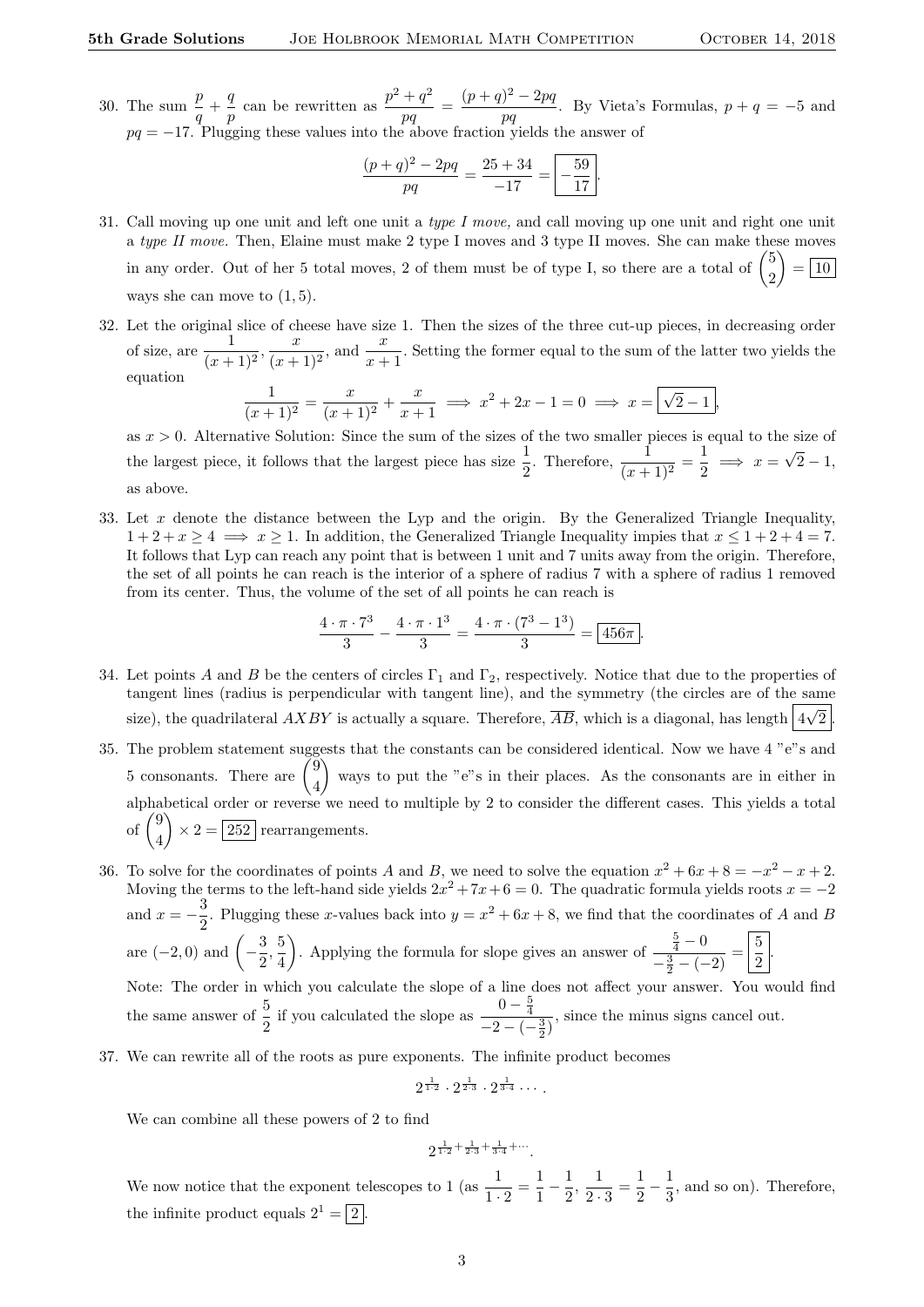30. The sum $\frac{p}{q} + \frac{q}{p}$ can be rewritten as $\frac{p^2+q^2}{pq} = \frac{(p+q)^2 - 2pq}{pq}$. By Vieta's Formulas, $p + q = -5$ and $pq = -17$. Plugging these values into the above fraction yields the answer of

$$\frac{(p+q)^2 - 2pq}{pq} = \frac{25+34}{-17} = \boxed{-\frac{59}{17}}.$$

31. Call moving up one unit and left one unit a *type I move,* and call moving up one unit and right one unit a *type II move.* Then, Elaine must make 2 type I moves and 3 type II moves. She can make these moves in any order. Out of her 5 total moves, 2 of them must be of type I, so there are a total of $\binom{5}{2} = \boxed{10}$ ways she can move to $(1, 5)$.

32. Let the original slice of cheese have size 1. Then the sizes of the three cut-up pieces, in decreasing order of size, are $\frac{1}{(x+1)^2}$, $\frac{x}{(x+1)^2}$, and $\frac{x}{x+1}$. Setting the former equal to the sum of the latter two yields the equation

$$\frac{1}{(x+1)^2} = \frac{x}{(x+1)^2} + \frac{x}{x+1} \implies x^2 + 2x - 1 = 0 \implies x = \boxed{\sqrt{2}-1},$$

as $x > 0$. Alternative Solution: Since the sum of the sizes of the two smaller pieces is equal to the size of the largest piece, it follows that the largest piece has size $\frac{1}{2}$. Therefore, $\frac{1}{(x+1)^2} = \frac{1}{2} \implies x = \sqrt{2} - 1$, as above.

33. Let $x$ denote the distance between the Lyp and the origin. By the Generalized Triangle Inequality, $1 + 2 + x \geq 4 \implies x \geq 1$. In addition, the Generalized Triangle Inequality impies that $x \leq 1 + 2 + 4 = 7$. It follows that Lyp can reach any point that is between 1 unit and 7 units away from the origin. Therefore, the set of all points he can reach is the interior of a sphere of radius 7 with a sphere of radius 1 removed from its center. Thus, the volume of the set of all points he can reach is

$$\frac{4 \cdot \pi \cdot 7^3}{3} - \frac{4 \cdot \pi \cdot 1^3}{3} = \frac{4 \cdot \pi \cdot (7^3 - 1^3)}{3} = \boxed{456\pi}.$$

34. Let points $A$ and $B$ be the centers of circles $\Gamma_1$ and $\Gamma_2$, respectively. Notice that due to the properties of tangent lines (radius is perpendicular with tangent line), and the symmetry (the circles are of the same size), the quadrilateral $AXBY$ is actually a square. Therefore, $\overline{AB}$, which is a diagonal, has length $\boxed{4\sqrt{2}}$.

35. The problem statement suggests that the constants can be considered identical. Now we have 4 "e"s and 5 consonants. There are $\binom{9}{4}$ ways to put the "e"s in their places. As the consonants are in either in alphabetical order or reverse we need to multiple by 2 to consider the different cases. This yields a total of $\binom{9}{4} \times 2 = \boxed{252}$ rearrangements.

36. To solve for the coordinates of points $A$ and $B$, we need to solve the equation $x^2 + 6x + 8 = -x^2 - x + 2$. Moving the terms to the left-hand side yields $2x^2 + 7x + 6 = 0$. The quadratic formula yields roots $x = -2$ and $x = -\frac{3}{2}$. Plugging these $x$-values back into $y = x^2 + 6x + 8$, we find that the coordinates of $A$ and $B$ are $(-2, 0)$ and $\left(-\frac{3}{2}, \frac{5}{4}\right)$. Applying the formula for slope gives an answer of $\frac{\frac{5}{4} - 0}{-\frac{3}{2} - (-2)} = \boxed{\frac{5}{2}}$.

Note: The order in which you calculate the slope of a line does not affect your answer. You would find the same answer of $\frac{5}{2}$ if you calculated the slope as $\frac{0 - \frac{5}{4}}{-2 - (-\frac{3}{2})}$, since the minus signs cancel out.

37. We can rewrite all of the roots as pure exponents. The infinite product becomes

$$2^{\frac{1}{1\cdot 2}} \cdot 2^{\frac{1}{2\cdot 3}} \cdot 2^{\frac{1}{3\cdot 4}} \cdots.$$

We can combine all these powers of 2 to find

$$2^{\frac{1}{1\cdot 2} + \frac{1}{2\cdot 3} + \frac{1}{3\cdot 4} + \cdots}.$$

We now notice that the exponent telescopes to 1 (as $\frac{1}{1\cdot 2} = \frac{1}{1} - \frac{1}{2}$, $\frac{1}{2\cdot 3} = \frac{1}{2} - \frac{1}{3}$, and so on). Therefore, the infinite product equals $2^1 = \boxed{2}$.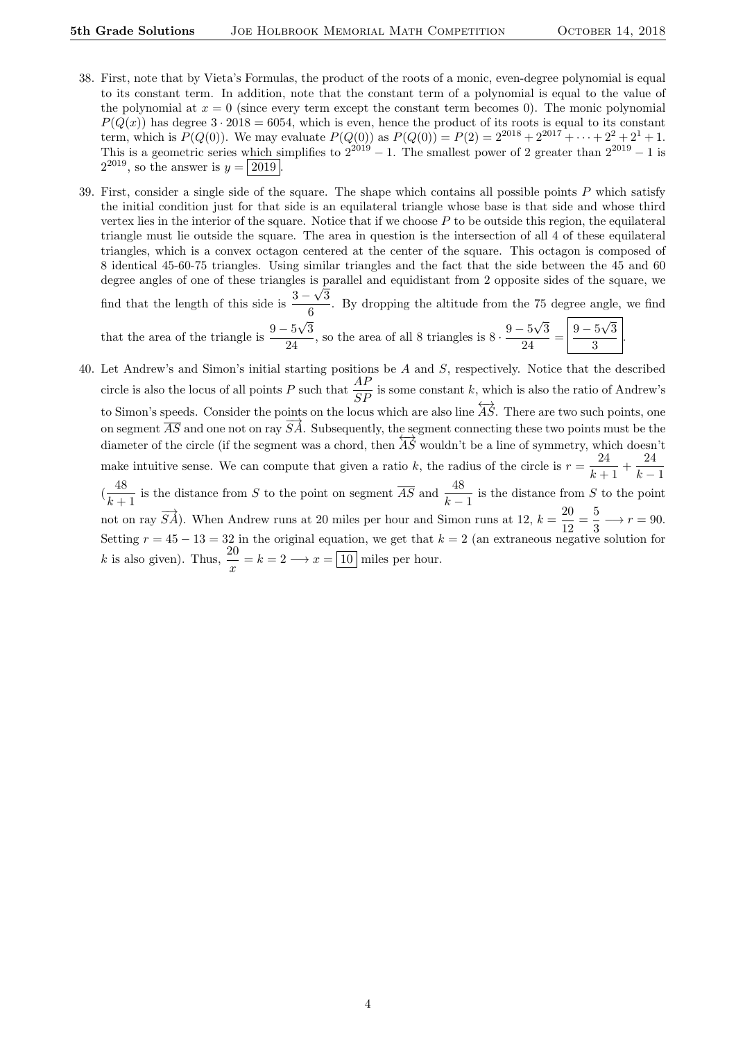38. First, note that by Vieta's Formulas, the product of the roots of a monic, even-degree polynomial is equal to its constant term. In addition, note that the constant term of a polynomial is equal to the value of the polynomial at $x = 0$ (since every term except the constant term becomes 0). The monic polynomial $P(Q(x))$ has degree $3 \cdot 2018 = 6054$, which is even, hence the product of its roots is equal to its constant term, which is $P(Q(0))$. We may evaluate $P(Q(0))$ as $P(Q(0)) = P(2) = 2^{2018} + 2^{2017} + \cdots + 2^2 + 2^1 + 1$. This is a geometric series which simplifies to $2^{2019} - 1$. The smallest power of 2 greater than $2^{2019} - 1$ is $2^{2019}$, so the answer is $y = \boxed{2019}$.

39. First, consider a single side of the square. The shape which contains all possible points $P$ which satisfy the initial condition just for that side is an equilateral triangle whose base is that side and whose third vertex lies in the interior of the square. Notice that if we choose $P$ to be outside this region, the equilateral triangle must lie outside the square. The area in question is the intersection of all 4 of these equilateral triangles, which is a convex octagon centered at the center of the square. This octagon is composed of 8 identical 45-60-75 triangles. Using similar triangles and the fact that the side between the 45 and 60 degree angles of one of these triangles is parallel and equidistant from 2 opposite sides of the square, we find that the length of this side is $\frac{3-\sqrt{3}}{6}$. By dropping the altitude from the 75 degree angle, we find that the area of the triangle is $\frac{9-5\sqrt{3}}{24}$, so the area of all 8 triangles is $8 \cdot \frac{9-5\sqrt{3}}{24} = \boxed{\frac{9-5\sqrt{3}}{3}}$.

40. Let Andrew's and Simon's initial starting positions be $A$ and $S$, respectively. Notice that the described circle is also the locus of all points $P$ such that $\frac{AP}{SP}$ is some constant $k$, which is also the ratio of Andrew's to Simon's speeds. Consider the points on the locus which are also line $\overleftrightarrow{AS}$. There are two such points, one on segment $\overline{AS}$ and one not on ray $\overrightarrow{SA}$. Subsequently, the segment connecting these two points must be the diameter of the circle (if the segment was a chord, then $\overleftrightarrow{AS}$ wouldn't be a line of symmetry, which doesn't make intuitive sense. We can compute that given a ratio $k$, the radius of the circle is $r = \frac{24}{k+1} + \frac{24}{k-1}$ ($\frac{48}{k+1}$ is the distance from $S$ to the point on segment $\overline{AS}$ and $\frac{48}{k-1}$ is the distance from $S$ to the point not on ray $\overrightarrow{SA}$). When Andrew runs at 20 miles per hour and Simon runs at 12, $k = \frac{20}{12} = \frac{5}{3} \longrightarrow r = 90$. Setting $r = 45 - 13 = 32$ in the original equation, we get that $k = 2$ (an extraneous negative solution for $k$ is also given). Thus, $\frac{20}{x} = k = 2 \longrightarrow x = \boxed{10}$ miles per hour.